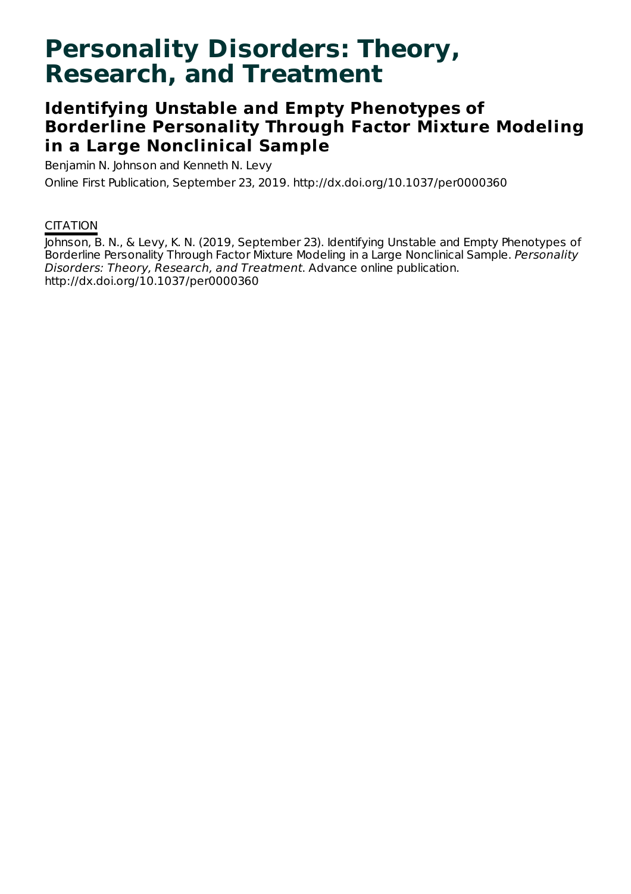# Personality Disorders: Theory, Research, and Treatment

## Identifying Unstable and Empty Phenotypes of Borderline Personality Through Factor Mixture Modeling in a Large Nonclinical Sample

Benjamin N. Johnson and Kenneth N. Levy

Online First Publication, September 23, 2019. http://dx.doi.org/10.1037/per0000360

### CITATION

Johnson, B. N., & Levy, K. N. (2019, September 23). Identifying Unstable and Empty Phenotypes of Borderline Personality Through Factor Mixture Modeling in a Large Nonclinical Sample. *Personality Disorders: Theory, Research, and Treatment*. Advance online publication. http://dx.doi.org/10.1037/per0000360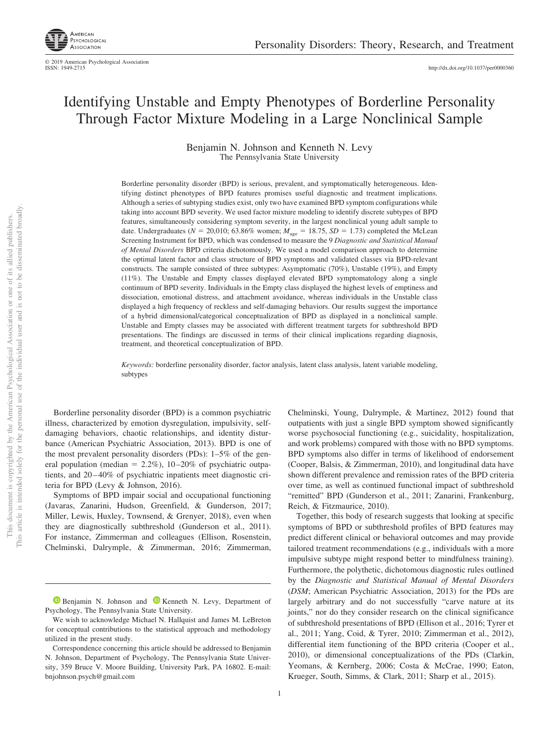# Identifying Unstable and Empty Phenotypes of Borderline Personality Through Factor Mixture Modeling in a Large Nonclinical Sample

Benjamin N. Johnson and Kenneth N. Levy
The Pennsylvania State University

Borderline personality disorder (BPD) is serious, prevalent, and symptomatically heterogeneous. Identifying distinct phenotypes of BPD features promises useful diagnostic and treatment implications. Although a series of subtyping studies exist, only two have examined BPD symptom configurations while taking into account BPD severity. We used factor mixture modeling to identify discrete subtypes of BPD features, simultaneously considering symptom severity, in the largest nonclinical young adult sample to date. Undergraduates ($N$ = 20,010; 63.86% women; $M_{\text{age}}$ = 18.75, $SD$ = 1.73) completed the McLean Screening Instrument for BPD, which was condensed to measure the 9 *Diagnostic and Statistical Manual of Mental Disorders* BPD criteria dichotomously. We used a model comparison approach to determine the optimal latent factor and class structure of BPD symptoms and validated classes via BPD-relevant constructs. The sample consisted of three subtypes: Asymptomatic (70%), Unstable (19%), and Empty (11%). The Unstable and Empty classes displayed elevated BPD symptomatology along a single continuum of BPD severity. Individuals in the Empty class displayed the highest levels of emptiness and dissociation, emotional distress, and attachment avoidance, whereas individuals in the Unstable class displayed a high frequency of reckless and self-damaging behaviors. Our results suggest the importance of a hybrid dimensional/categorical conceptualization of BPD as displayed in a nonclinical sample. Unstable and Empty classes may be associated with different treatment targets for subthreshold BPD presentations. The findings are discussed in terms of their clinical implications regarding diagnosis, treatment, and theoretical conceptualization of BPD.

*Keywords:* borderline personality disorder, factor analysis, latent class analysis, latent variable modeling, subtypes

Borderline personality disorder (BPD) is a common psychiatric illness, characterized by emotion dysregulation, impulsivity, self-damaging behaviors, chaotic relationships, and identity disturbance (American Psychiatric Association, 2013). BPD is one of the most prevalent personality disorders (PDs): 1–5% of the general population (median = 2.2%), 10–20% of psychiatric outpatients, and 20–40% of psychiatric inpatients meet diagnostic criteria for BPD (Levy & Johnson, 2016).

Symptoms of BPD impair social and occupational functioning (Javaras, Zanarini, Hudson, Greenfield, & Gunderson, 2017; Miller, Lewis, Huxley, Townsend, & Grenyer, 2018), even when they are diagnostically subthreshold (Gunderson et al., 2011). For instance, Zimmerman and colleagues (Ellison, Rosenstein, Chelminski, Dalrymple, & Zimmerman, 2016; Zimmerman, Chelminski, Young, Dalrymple, & Martinez, 2012) found that outpatients with just a single BPD symptom showed significantly worse psychosocial functioning (e.g., suicidality, hospitalization, and work problems) compared with those with no BPD symptoms. BPD symptoms also differ in terms of likelihood of endorsement (Cooper, Balsis, & Zimmerman, 2010), and longitudinal data have shown different prevalence and remission rates of the BPD criteria over time, as well as continued functional impact of subthreshold "remitted" BPD (Gunderson et al., 2011; Zanarini, Frankenburg, Reich, & Fitzmaurice, 2010).

Together, this body of research suggests that looking at specific symptoms of BPD or subthreshold profiles of BPD features may predict different clinical or behavioral outcomes and may provide tailored treatment recommendations (e.g., individuals with a more impulsive subtype might respond better to mindfulness training). Furthermore, the polythetic, dichotomous diagnostic rules outlined by the *Diagnostic and Statistical Manual of Mental Disorders* (*DSM*; American Psychiatric Association, 2013) for the PDs are largely arbitrary and do not successfully "carve nature at its joints," nor do they consider research on the clinical significance of subthreshold presentations of BPD (Ellison et al., 2016; Tyrer et al., 2011; Yang, Coid, & Tyrer, 2010; Zimmerman et al., 2012), differential item functioning of the BPD criteria (Cooper et al., 2010), or dimensional conceptualizations of the PDs (Clarkin, Yeomans, & Kernberg, 2006; Costa & McCrae, 1990; Eaton, Krueger, South, Simms, & Clark, 2011; Sharp et al., 2015).

Benjamin N. Johnson and Kenneth N. Levy, Department of Psychology, The Pennsylvania State University.

We wish to acknowledge Michael N. Hallquist and James M. LeBreton for conceptual contributions to the statistical approach and methodology utilized in the present study.

Correspondence concerning this article should be addressed to Benjamin N. Johnson, Department of Psychology, The Pennsylvania State University, 359 Bruce V. Moore Building, University Park, PA 16802. E-mail: bnjohnson.psych@gmail.com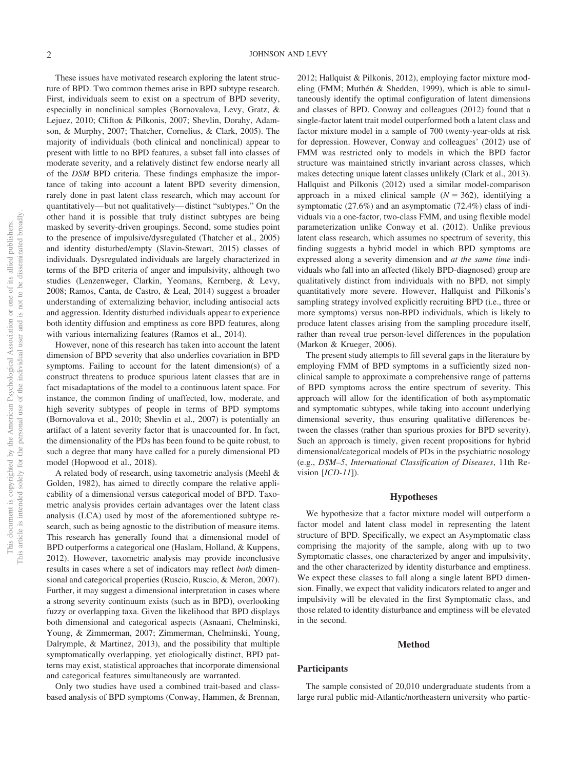These issues have motivated research exploring the latent structure of BPD. Two common themes arise in BPD subtype research. First, individuals seem to exist on a spectrum of BPD severity, especially in nonclinical samples (Bornovalova, Levy, Gratz, & Lejuez, 2010; Clifton & Pilkonis, 2007; Shevlin, Dorahy, Adamson, & Murphy, 2007; Thatcher, Cornelius, & Clark, 2005). The majority of individuals (both clinical and nonclinical) appear to present with little to no BPD features, a subset fall into classes of moderate severity, and a relatively distinct few endorse nearly all of the *DSM* BPD criteria. These findings emphasize the importance of taking into account a latent BPD severity dimension, rarely done in past latent class research, which may account for quantitatively—but not qualitatively—distinct "subtypes." On the other hand it is possible that truly distinct subtypes are being masked by severity-driven groupings. Second, some studies point to the presence of impulsive/dysregulated (Thatcher et al., 2005) and identity disturbed/empty (Slavin-Stewart, 2015) classes of individuals. Dysregulated individuals are largely characterized in terms of the BPD criteria of anger and impulsivity, although two studies (Lenzenweger, Clarkin, Yeomans, Kernberg, & Levy, 2008; Ramos, Canta, de Castro, & Leal, 2014) suggest a broader understanding of externalizing behavior, including antisocial acts and aggression. Identity disturbed individuals appear to experience both identity diffusion and emptiness as core BPD features, along with various internalizing features (Ramos et al., 2014).

However, none of this research has taken into account the latent dimension of BPD severity that also underlies covariation in BPD symptoms. Failing to account for the latent dimension(s) of a construct threatens to produce spurious latent classes that are in fact misadaptations of the model to a continuous latent space. For instance, the common finding of unaffected, low, moderate, and high severity subtypes of people in terms of BPD symptoms (Bornovalova et al., 2010; Shevlin et al., 2007) is potentially an artifact of a latent severity factor that is unaccounted for. In fact, the dimensionality of the PDs has been found to be quite robust, to such a degree that many have called for a purely dimensional PD model (Hopwood et al., 2018).

A related body of research, using taxometric analysis (Meehl & Golden, 1982), has aimed to directly compare the relative applicability of a dimensional versus categorical model of BPD. Taxometric analysis provides certain advantages over the latent class analysis (LCA) used by most of the aforementioned subtype research, such as being agnostic to the distribution of measure items. This research has generally found that a dimensional model of BPD outperforms a categorical one (Haslam, Holland, & Kuppens, 2012). However, taxometric analysis may provide inconclusive results in cases where a set of indicators may reflect *both* dimensional and categorical properties (Ruscio, Ruscio, & Meron, 2007). Further, it may suggest a dimensional interpretation in cases where a strong severity continuum exists (such as in BPD), overlooking fuzzy or overlapping taxa. Given the likelihood that BPD displays both dimensional and categorical aspects (Asnaani, Chelminski, Young, & Zimmerman, 2007; Zimmerman, Chelminski, Young, Dalrymple, & Martinez, 2013), and the possibility that multiple symptomatically overlapping, yet etiologically distinct, BPD patterns may exist, statistical approaches that incorporate dimensional and categorical features simultaneously are warranted.

Only two studies have used a combined trait-based and class-based analysis of BPD symptoms (Conway, Hammen, & Brennan, 2012; Hallquist & Pilkonis, 2012), employing factor mixture modeling (FMM; Muthén & Shedden, 1999), which is able to simultaneously identify the optimal configuration of latent dimensions and classes of BPD. Conway and colleagues (2012) found that a single-factor latent trait model outperformed both a latent class and factor mixture model in a sample of 700 twenty-year-olds at risk for depression. However, Conway and colleagues' (2012) use of FMM was restricted only to models in which the BPD factor structure was maintained strictly invariant across classes, which makes detecting unique latent classes unlikely (Clark et al., 2013). Hallquist and Pilkonis (2012) used a similar model-comparison approach in a mixed clinical sample ($N = 362$), identifying a symptomatic (27.6%) and an asymptomatic (72.4%) class of individuals via a one-factor, two-class FMM, and using flexible model parameterization unlike Conway et al. (2012). Unlike previous latent class research, which assumes no spectrum of severity, this finding suggests a hybrid model in which BPD symptoms are expressed along a severity dimension and *at the same time* individuals who fall into an affected (likely BPD-diagnosed) group are qualitatively distinct from individuals with no BPD, not simply quantitatively more severe. However, Hallquist and Pilkonis's sampling strategy involved explicitly recruiting BPD (i.e., three or more symptoms) versus non-BPD individuals, which is likely to produce latent classes arising from the sampling procedure itself, rather than reveal true person-level differences in the population (Markon & Krueger, 2006).

The present study attempts to fill several gaps in the literature by employing FMM of BPD symptoms in a sufficiently sized nonclinical sample to approximate a comprehensive range of patterns of BPD symptoms across the entire spectrum of severity. This approach will allow for the identification of both asymptomatic and symptomatic subtypes, while taking into account underlying dimensional severity, thus ensuring qualitative differences between the classes (rather than spurious proxies for BPD severity). Such an approach is timely, given recent propositions for hybrid dimensional/categorical models of PDs in the psychiatric nosology (e.g., *DSM–5*, *International Classification of Diseases*, 11th Revision [*ICD-11*]).

## Hypotheses

We hypothesize that a factor mixture model will outperform a factor model and latent class model in representing the latent structure of BPD. Specifically, we expect an Asymptomatic class comprising the majority of the sample, along with up to two Symptomatic classes, one characterized by anger and impulsivity, and the other characterized by identity disturbance and emptiness. We expect these classes to fall along a single latent BPD dimension. Finally, we expect that validity indicators related to anger and impulsivity will be elevated in the first Symptomatic class, and those related to identity disturbance and emptiness will be elevated in the second.

## Method

### Participants

The sample consisted of 20,010 undergraduate students from a large rural public mid-Atlantic/northeastern university who partic-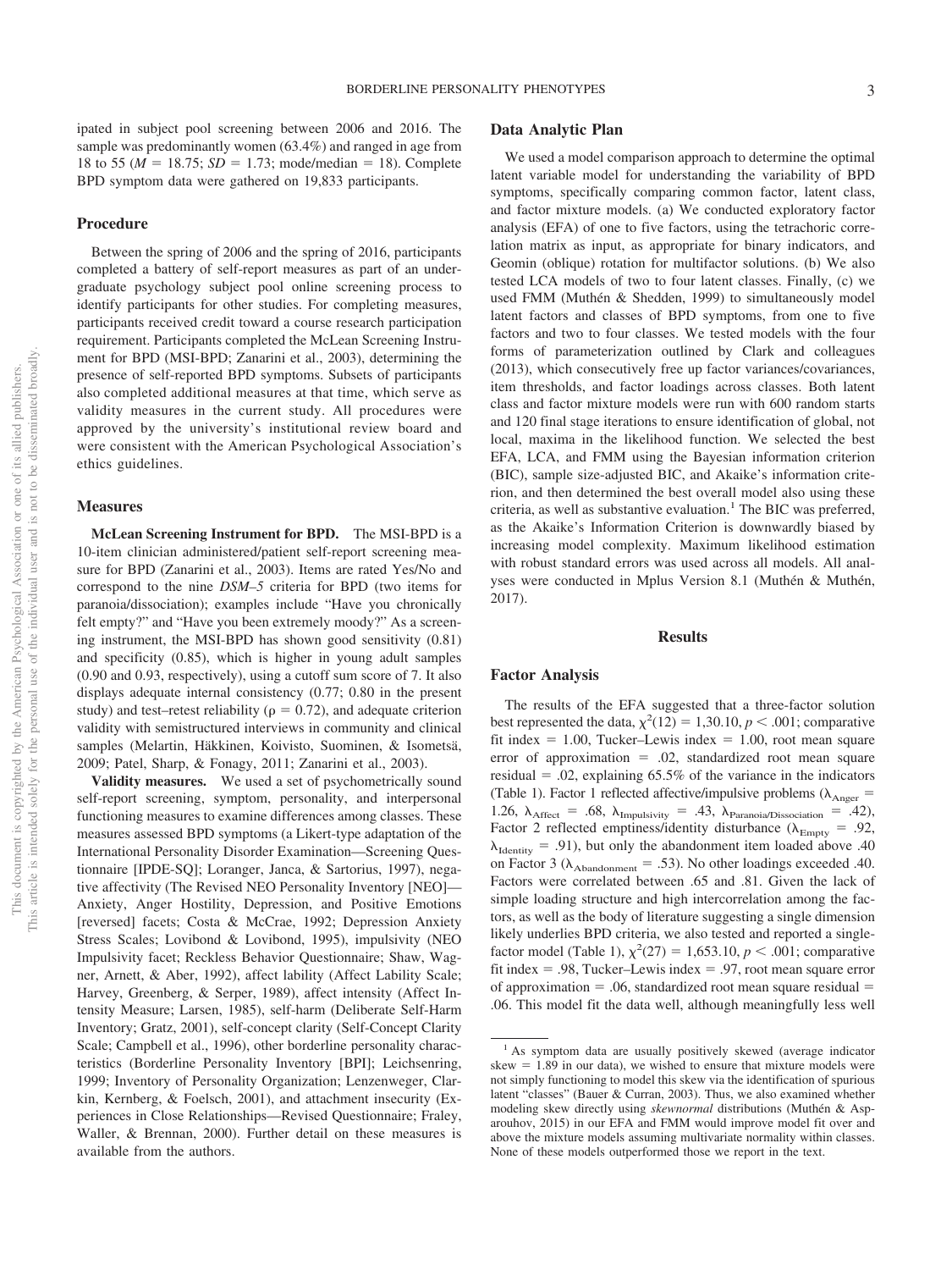ipated in subject pool screening between 2006 and 2016. The sample was predominantly women (63.4%) and ranged in age from 18 to 55 ($M = 18.75$; $SD = 1.73$; mode/median = 18). Complete BPD symptom data were gathered on 19,833 participants.

## Procedure

Between the spring of 2006 and the spring of 2016, participants completed a battery of self-report measures as part of an undergraduate psychology subject pool online screening process to identify participants for other studies. For completing measures, participants received credit toward a course research participation requirement. Participants completed the McLean Screening Instrument for BPD (MSI-BPD; Zanarini et al., 2003), determining the presence of self-reported BPD symptoms. Subsets of participants also completed additional measures at that time, which serve as validity measures in the current study. All procedures were approved by the university's institutional review board and were consistent with the American Psychological Association's ethics guidelines.

## Measures

**McLean Screening Instrument for BPD.** The MSI-BPD is a 10-item clinician administered/patient self-report screening measure for BPD (Zanarini et al., 2003). Items are rated Yes/No and correspond to the nine *DSM–5* criteria for BPD (two items for paranoia/dissociation); examples include "Have you chronically felt empty?" and "Have you been extremely moody?" As a screening instrument, the MSI-BPD has shown good sensitivity (0.81) and specificity (0.85), which is higher in young adult samples (0.90 and 0.93, respectively), using a cutoff sum score of 7. It also displays adequate internal consistency (0.77; 0.80 in the present study) and test–retest reliability ($\rho = 0.72$), and adequate criterion validity with semistructured interviews in community and clinical samples (Melartin, Häkkinen, Koivisto, Suominen, & Isometsä, 2009; Patel, Sharp, & Fonagy, 2011; Zanarini et al., 2003).

**Validity measures.** We used a set of psychometrically sound self-report screening, symptom, personality, and interpersonal functioning measures to examine differences among classes. These measures assessed BPD symptoms (a Likert-type adaptation of the International Personality Disorder Examination—Screening Questionnaire [IPDE-SQ]; Loranger, Janca, & Sartorius, 1997), negative affectivity (The Revised NEO Personality Inventory [NEO]—Anxiety, Anger Hostility, Depression, and Positive Emotions [reversed] facets; Costa & McCrae, 1992; Depression Anxiety Stress Scales; Lovibond & Lovibond, 1995), impulsivity (NEO Impulsivity facet; Reckless Behavior Questionnaire; Shaw, Wagner, Arnett, & Aber, 1992), affect lability (Affect Lability Scale; Harvey, Greenberg, & Serper, 1989), affect intensity (Affect Intensity Measure; Larsen, 1985), self-harm (Deliberate Self-Harm Inventory; Gratz, 2001), self-concept clarity (Self-Concept Clarity Scale; Campbell et al., 1996), other borderline personality characteristics (Borderline Personality Inventory [BPI]; Leichsenring, 1999; Inventory of Personality Organization; Lenzenweger, Clarkin, Kernberg, & Foelsch, 2001), and attachment insecurity (Experiences in Close Relationships—Revised Questionnaire; Fraley, Waller, & Brennan, 2000). Further detail on these measures is available from the authors.

## Data Analytic Plan

We used a model comparison approach to determine the optimal latent variable model for understanding the variability of BPD symptoms, specifically comparing common factor, latent class, and factor mixture models. (a) We conducted exploratory factor analysis (EFA) of one to five factors, using the tetrachoric correlation matrix as input, as appropriate for binary indicators, and Geomin (oblique) rotation for multifactor solutions. (b) We also tested LCA models of two to four latent classes. Finally, (c) we used FMM (Muthén & Shedden, 1999) to simultaneously model latent factors and classes of BPD symptoms, from one to five factors and two to four classes. We tested models with the four forms of parameterization outlined by Clark and colleagues (2013), which consecutively free up factor variances/covariances, item thresholds, and factor loadings across classes. Both latent class and factor mixture models were run with 600 random starts and 120 final stage iterations to ensure identification of global, not local, maxima in the likelihood function. We selected the best EFA, LCA, and FMM using the Bayesian information criterion (BIC), sample size-adjusted BIC, and Akaike's information criterion, and then determined the best overall model also using these criteria, as well as substantive evaluation.[1] The BIC was preferred, as the Akaike's Information Criterion is downwardly biased by increasing model complexity. Maximum likelihood estimation with robust standard errors was used across all models. All analyses were conducted in Mplus Version 8.1 (Muthén & Muthén, 2017).

# Results

## Factor Analysis

The results of the EFA suggested that a three-factor solution best represented the data, $\chi^2(12) = 1{,}30.10$, $p < .001$; comparative fit index = 1.00, Tucker–Lewis index = 1.00, root mean square error of approximation = .02, standardized root mean square residual = .02, explaining 65.5% of the variance in the indicators (Table 1). Factor 1 reflected affective/impulsive problems ($\lambda_{Anger} = 1.26$, $\lambda_{Affect} = .68$, $\lambda_{Impulsivity} = .43$, $\lambda_{Paranoia/Dissociation} = .42$), Factor 2 reflected emptiness/identity disturbance ($\lambda_{Empty} = .92$, $\lambda_{Identity} = .91$), but only the abandonment item loaded above .40 on Factor 3 ($\lambda_{Abandonment} = .53$). No other loadings exceeded .40. Factors were correlated between .65 and .81. Given the lack of simple loading structure and high intercorrelation among the factors, as well as the body of literature suggesting a single dimension likely underlies BPD criteria, we also tested and reported a single-factor model (Table 1), $\chi^2(27) = 1{,}653.10$, $p < .001$; comparative fit index = .98, Tucker–Lewis index = .97, root mean square error of approximation = .06, standardized root mean square residual = .06. This model fit the data well, although meaningfully less well

[1] As symptom data are usually positively skewed (average indicator skew = 1.89 in our data), we wished to ensure that mixture models were not simply functioning to model this skew via the identification of spurious latent "classes" (Bauer & Curran, 2003). Thus, we also examined whether modeling skew directly using *skewnormal* distributions (Muthén & Asparouhov, 2015) in our EFA and FMM would improve model fit over and above the mixture models assuming multivariate normality within classes. None of these models outperformed those we report in the text.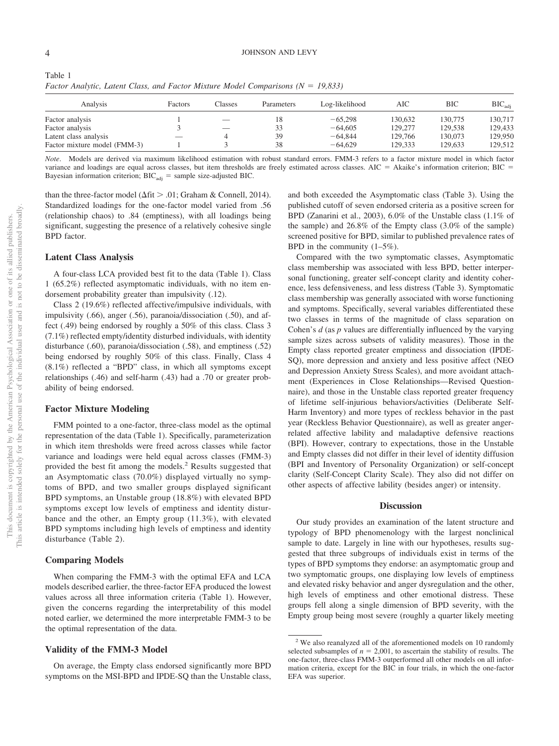Table 1
*Factor Analytic, Latent Class, and Factor Mixture Model Comparisons (N = 19,833)*

| Analysis | Factors | Classes | Parameters | Log-likelihood | AIC | BIC | $BIC_{adj}$ |
|---|---|---|---|---|---|---|---|
| Factor analysis | 1 | — | 18 | −65,298 | 130,632 | 130,775 | 130,717 |
| Factor analysis | 3 | — | 33 | −64,605 | 129,277 | 129,538 | 129,433 |
| Latent class analysis | — | 4 | 39 | −64,844 | 129,766 | 130,073 | 129,950 |
| Factor mixture model (FMM-3) | 1 | 3 | 38 | −64,629 | 129,333 | 129,633 | 129,512 |

*Note*. Models are derived via maximum likelihood estimation with robust standard errors. FMM-3 refers to a factor mixture model in which factor variance and loadings are equal across classes, but item thresholds are freely estimated across classes. AIC = Akaike's information criterion; BIC = Bayesian information criterion; $BIC_{adj}$ = sample size-adjusted BIC.

than the three-factor model ($\Delta$fit > .01; Graham & Connell, 2014). Standardized loadings for the one-factor model varied from .56 (relationship chaos) to .84 (emptiness), with all loadings being significant, suggesting the presence of a relatively cohesive single BPD factor.

### Latent Class Analysis

A four-class LCA provided best fit to the data (Table 1). Class 1 (65.2%) reflected asymptomatic individuals, with no item endorsement probability greater than impulsivity (.12).

Class 2 (19.6%) reflected affective/impulsive individuals, with impulsivity (.66), anger (.56), paranoia/dissociation (.50), and affect (.49) being endorsed by roughly a 50% of this class. Class 3 (7.1%) reflected empty/identity disturbed individuals, with identity disturbance (.60), paranoia/dissociation (.58), and emptiness (.52) being endorsed by roughly 50% of this class. Finally, Class 4 (8.1%) reflected a "BPD" class, in which all symptoms except relationships (.46) and self-harm (.43) had a .70 or greater probability of being endorsed.

### Factor Mixture Modeling

FMM pointed to a one-factor, three-class model as the optimal representation of the data (Table 1). Specifically, parameterization in which item thresholds were freed across classes while factor variance and loadings were held equal across classes (FMM-3) provided the best fit among the models.[2] Results suggested that an Asymptomatic class (70.0%) displayed virtually no symptoms of BPD, and two smaller groups displayed significant BPD symptoms, an Unstable group (18.8%) with elevated BPD symptoms except low levels of emptiness and identity disturbance and the other, an Empty group (11.3%), with elevated BPD symptoms including high levels of emptiness and identity disturbance (Table 2).

### Comparing Models

When comparing the FMM-3 with the optimal EFA and LCA models described earlier, the three-factor EFA produced the lowest values across all three information criteria (Table 1). However, given the concerns regarding the interpretability of this model noted earlier, we determined the more interpretable FMM-3 to be the optimal representation of the data.

### Validity of the FMM-3 Model

On average, the Empty class endorsed significantly more BPD symptoms on the MSI-BPD and IPDE-SQ than the Unstable class, and both exceeded the Asymptomatic class (Table 3). Using the published cutoff of seven endorsed criteria as a positive screen for BPD (Zanarini et al., 2003), 6.0% of the Unstable class (1.1% of the sample) and 26.8% of the Empty class (3.0% of the sample) screened positive for BPD, similar to published prevalence rates of BPD in the community (1–5%).

Compared with the two symptomatic classes, Asymptomatic class membership was associated with less BPD, better interpersonal functioning, greater self-concept clarity and identity coherence, less defensiveness, and less distress (Table 3). Symptomatic class membership was generally associated with worse functioning and symptoms. Specifically, several variables differentiated these two classes in terms of the magnitude of class separation on Cohen's *d* (as *p* values are differentially influenced by the varying sample sizes across subsets of validity measures). Those in the Empty class reported greater emptiness and dissociation (IPDE-SQ), more depression and anxiety and less positive affect (NEO and Depression Anxiety Stress Scales), and more avoidant attachment (Experiences in Close Relationships—Revised Questionnaire), and those in the Unstable class reported greater frequency of lifetime self-injurious behaviors/activities (Deliberate Self-Harm Inventory) and more types of reckless behavior in the past year (Reckless Behavior Questionnaire), as well as greater anger-related affective lability and maladaptive defensive reactions (BPI). However, contrary to expectations, those in the Unstable and Empty classes did not differ in their level of identity diffusion (BPI and Inventory of Personality Organization) or self-concept clarity (Self-Concept Clarity Scale). They also did not differ on other aspects of affective lability (besides anger) or intensity.

## Discussion

Our study provides an examination of the latent structure and typology of BPD phenomenology with the largest nonclinical sample to date. Largely in line with our hypotheses, results suggested that three subgroups of individuals exist in terms of the types of BPD symptoms they endorse: an asymptomatic group and two symptomatic groups, one displaying low levels of emptiness and elevated risky behavior and anger dysregulation and the other, high levels of emptiness and other emotional distress. These groups fell along a single dimension of BPD severity, with the Empty group being most severe (roughly a quarter likely meeting

[2] We also reanalyzed all of the aforementioned models on 10 randomly selected subsamples of $n$ = 2,001, to ascertain the stability of results. The one-factor, three-class FMM-3 outperformed all other models on all information criteria, except for the BIC in four trials, in which the one-factor EFA was superior.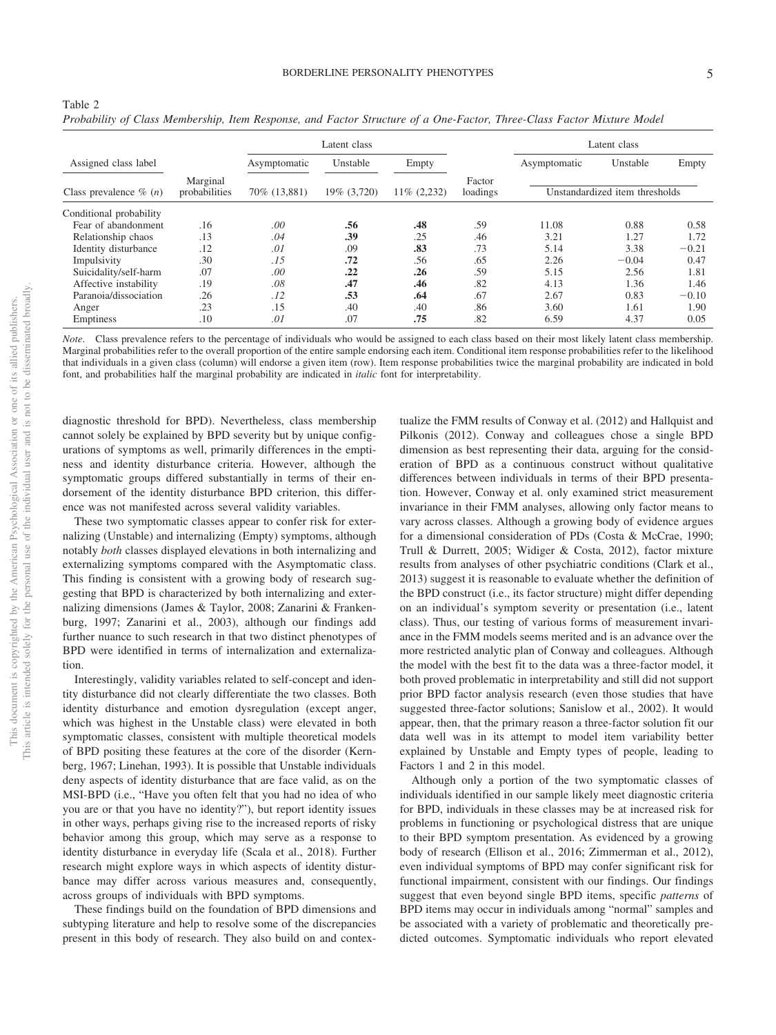Table 2

*Probability of Class Membership, Item Response, and Factor Structure of a One-Factor, Three-Class Factor Mixture Model*

| Assigned class label | | Latent class | | | | Latent class | | |
|---|---|---|---|---|---|---|---|---|
| | | Asymptomatic | Unstable | Empty | | Asymptomatic | Unstable | Empty |
| Class prevalence % (*n*) | Marginal probabilities | 70% (13,881) | 19% (3,720) | 11% (2,232) | Factor loadings | Unstandardized item thresholds | | |
| Conditional probability | | | | | | | | |
| Fear of abandonment | .16 | *.00* | **.56** | **.48** | .59 | 11.08 | 0.88 | 0.58 |
| Relationship chaos | .13 | *.04* | **.39** | .25 | .46 | 3.21 | 1.27 | 1.72 |
| Identity disturbance | .12 | *.01* | .09 | **.83** | .73 | 5.14 | 3.38 | −0.21 |
| Impulsivity | .30 | *.15* | **.72** | .56 | .65 | 2.26 | −0.04 | 0.47 |
| Suicidality/self-harm | .07 | *.00* | **.22** | **.26** | .59 | 5.15 | 2.56 | 1.81 |
| Affective instability | .19 | *.08* | **.47** | **.46** | .82 | 4.13 | 1.36 | 1.46 |
| Paranoia/dissociation | .26 | *.12* | **.53** | **.64** | .67 | 2.67 | 0.83 | −0.10 |
| Anger | .23 | .15 | .40 | .40 | .86 | 3.60 | 1.61 | 1.90 |
| Emptiness | .10 | *.01* | .07 | **.75** | .82 | 6.59 | 4.37 | 0.05 |

*Note*. Class prevalence refers to the percentage of individuals who would be assigned to each class based on their most likely latent class membership. Marginal probabilities refer to the overall proportion of the entire sample endorsing each item. Conditional item response probabilities refer to the likelihood that individuals in a given class (column) will endorse a given item (row). Item response probabilities twice the marginal probability are indicated in bold font, and probabilities half the marginal probability are indicated in *italic* font for interpretability.

diagnostic threshold for BPD). Nevertheless, class membership cannot solely be explained by BPD severity but by unique configurations of symptoms as well, primarily differences in the emptiness and identity disturbance criteria. However, although the symptomatic groups differed substantially in terms of their endorsement of the identity disturbance BPD criterion, this difference was not manifested across several validity variables.

These two symptomatic classes appear to confer risk for externalizing (Unstable) and internalizing (Empty) symptoms, although notably *both* classes displayed elevations in both internalizing and externalizing symptoms compared with the Asymptomatic class. This finding is consistent with a growing body of research suggesting that BPD is characterized by both internalizing and externalizing dimensions (James & Taylor, 2008; Zanarini & Frankenburg, 1997; Zanarini et al., 2003), although our findings add further nuance to such research in that two distinct phenotypes of BPD were identified in terms of internalization and externalization.

Interestingly, validity variables related to self-concept and identity disturbance did not clearly differentiate the two classes. Both identity disturbance and emotion dysregulation (except anger, which was highest in the Unstable class) were elevated in both symptomatic classes, consistent with multiple theoretical models of BPD positing these features at the core of the disorder (Kernberg, 1967; Linehan, 1993). It is possible that Unstable individuals deny aspects of identity disturbance that are face valid, as on the MSI-BPD (i.e., "Have you often felt that you had no idea of who you are or that you have no identity?"), but report identity issues in other ways, perhaps giving rise to the increased reports of risky behavior among this group, which may serve as a response to identity disturbance in everyday life (Scala et al., 2018). Further research might explore ways in which aspects of identity disturbance may differ across various measures and, consequently, across groups of individuals with BPD symptoms.

These findings build on the foundation of BPD dimensions and subtyping literature and help to resolve some of the discrepancies present in this body of research. They also build on and contextualize the FMM results of Conway et al. (2012) and Hallquist and Pilkonis (2012). Conway and colleagues chose a single BPD dimension as best representing their data, arguing for the consideration of BPD as a continuous construct without qualitative differences between individuals in terms of their BPD presentation. However, Conway et al. only examined strict measurement invariance in their FMM analyses, allowing only factor means to vary across classes. Although a growing body of evidence argues for a dimensional consideration of PDs (Costa & McCrae, 1990; Trull & Durrett, 2005; Widiger & Costa, 2012), factor mixture results from analyses of other psychiatric conditions (Clark et al., 2013) suggest it is reasonable to evaluate whether the definition of the BPD construct (i.e., its factor structure) might differ depending on an individual's symptom severity or presentation (i.e., latent class). Thus, our testing of various forms of measurement invariance in the FMM models seems merited and is an advance over the more restricted analytic plan of Conway and colleagues. Although the model with the best fit to the data was a three-factor model, it both proved problematic in interpretability and still did not support prior BPD factor analysis research (even those studies that have suggested three-factor solutions; Sanislow et al., 2002). It would appear, then, that the primary reason a three-factor solution fit our data well was in its attempt to model item variability better explained by Unstable and Empty types of people, leading to Factors 1 and 2 in this model.

Although only a portion of the two symptomatic classes of individuals identified in our sample likely meet diagnostic criteria for BPD, individuals in these classes may be at increased risk for problems in functioning or psychological distress that are unique to their BPD symptom presentation. As evidenced by a growing body of research (Ellison et al., 2016; Zimmerman et al., 2012), even individual symptoms of BPD may confer significant risk for functional impairment, consistent with our findings. Our findings suggest that even beyond single BPD items, specific *patterns* of BPD items may occur in individuals among "normal" samples and be associated with a variety of problematic and theoretically predicted outcomes. Symptomatic individuals who report elevated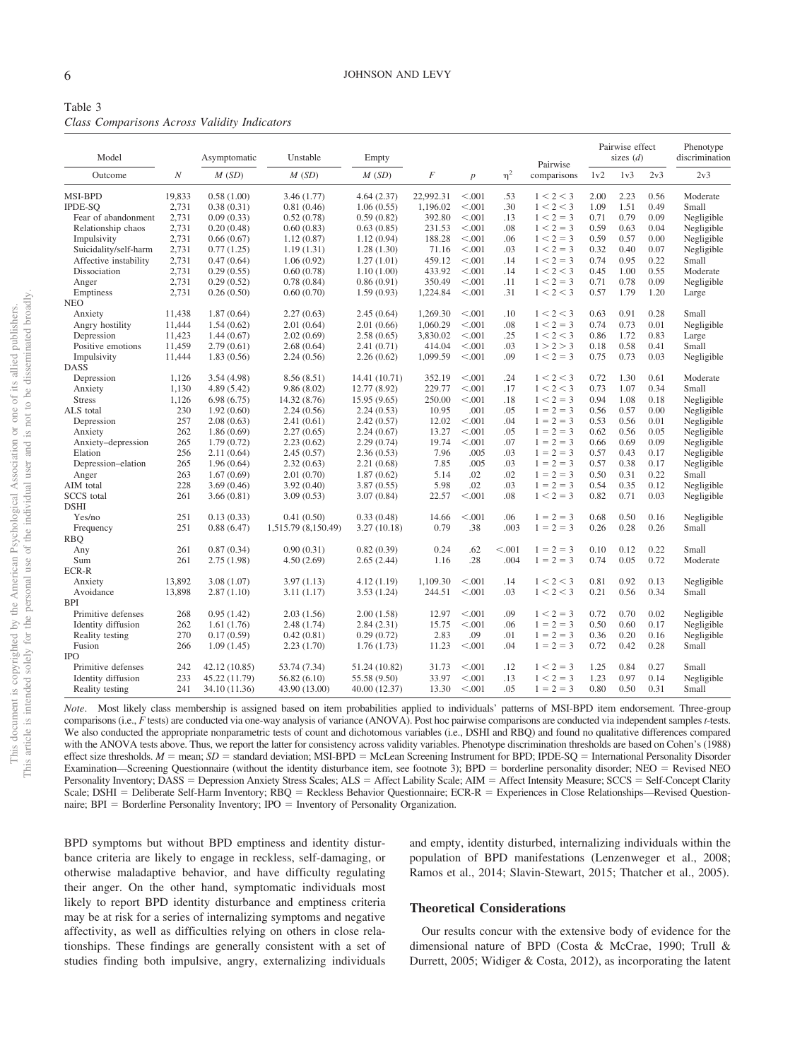Table 3
*Class Comparisons Across Validity Indicators*

| Model | | Asymptomatic | Unstable | Empty | | | | Pairwise | Pairwise effect sizes (*d*) | | | Phenotype discrimination |
|---|---|---|---|---|---|---|---|---|---|---|---|---|
| Outcome | *N* | *M* (*SD*) | *M* (*SD*) | *M* (*SD*) | *F* | *p* | $\eta^2$ | comparisons | 1v2 | 1v3 | 2v3 | 2v3 |
| MSI-BPD | 19,833 | 0.58 (1.00) | 3.46 (1.77) | 4.64 (2.37) | 22,992.31 | <.001 | .53 | 1 < 2 < 3 | 2.00 | 2.23 | 0.56 | Moderate |
| IPDE-SQ | 2,731 | 0.38 (0.31) | 0.81 (0.46) | 1.06 (0.55) | 1,196.02 | <.001 | .30 | 1 < 2 < 3 | 1.09 | 1.51 | 0.49 | Small |
| Fear of abandonment | 2,731 | 0.09 (0.33) | 0.52 (0.78) | 0.59 (0.82) | 392.80 | <.001 | .13 | 1 < 2 = 3 | 0.71 | 0.79 | 0.09 | Negligible |
| Relationship chaos | 2,731 | 0.20 (0.48) | 0.60 (0.83) | 0.63 (0.85) | 231.53 | <.001 | .08 | 1 < 2 = 3 | 0.59 | 0.63 | 0.04 | Negligible |
| Impulsivity | 2,731 | 0.66 (0.67) | 1.12 (0.87) | 1.12 (0.94) | 188.28 | <.001 | .06 | 1 < 2 = 3 | 0.59 | 0.57 | 0.00 | Negligible |
| Suicidality/self-harm | 2,731 | 0.77 (1.25) | 1.19 (1.31) | 1.28 (1.30) | 71.16 | <.001 | .03 | 1 < 2 = 3 | 0.32 | 0.40 | 0.07 | Negligible |
| Affective instability | 2,731 | 0.47 (0.64) | 1.06 (0.92) | 1.27 (1.01) | 459.12 | <.001 | .14 | 1 < 2 = 3 | 0.74 | 0.95 | 0.22 | Small |
| Dissociation | 2,731 | 0.29 (0.55) | 0.60 (0.78) | 1.10 (1.00) | 433.92 | <.001 | .14 | 1 < 2 < 3 | 0.45 | 1.00 | 0.55 | Moderate |
| Anger | 2,731 | 0.29 (0.52) | 0.78 (0.84) | 0.86 (0.91) | 350.49 | <.001 | .11 | 1 < 2 = 3 | 0.71 | 0.78 | 0.09 | Negligible |
| Emptiness | 2,731 | 0.26 (0.50) | 0.60 (0.70) | 1.59 (0.93) | 1,224.84 | <.001 | .31 | 1 < 2 < 3 | 0.57 | 1.79 | 1.20 | Large |
| NEO | | | | | | | | | | | | |
| Anxiety | 11,438 | 1.87 (0.64) | 2.27 (0.63) | 2.45 (0.64) | 1,269.30 | <.001 | .10 | 1 < 2 < 3 | 0.63 | 0.91 | 0.28 | Small |
| Angry hostility | 11,444 | 1.54 (0.62) | 2.01 (0.64) | 2.01 (0.66) | 1,060.29 | <.001 | .08 | 1 < 2 = 3 | 0.74 | 0.73 | 0.01 | Negligible |
| Depression | 11,423 | 1.44 (0.67) | 2.02 (0.69) | 2.58 (0.65) | 3,830.02 | <.001 | .25 | 1 < 2 < 3 | 0.86 | 1.72 | 0.83 | Large |
| Positive emotions | 11,459 | 2.79 (0.61) | 2.68 (0.64) | 2.41 (0.71) | 414.04 | <.001 | .03 | 1 > 2 > 3 | 0.18 | 0.58 | 0.41 | Small |
| Impulsivity | 11,444 | 1.83 (0.56) | 2.24 (0.56) | 2.26 (0.62) | 1,099.59 | <.001 | .09 | 1 < 2 = 3 | 0.75 | 0.73 | 0.03 | Negligible |
| DASS | | | | | | | | | | | | |
| Depression | 1,126 | 3.54 (4.98) | 8.56 (8.51) | 14.41 (10.71) | 352.19 | <.001 | .24 | 1 < 2 < 3 | 0.72 | 1.30 | 0.61 | Moderate |
| Anxiety | 1,130 | 4.89 (5.42) | 9.86 (8.02) | 12.77 (8.92) | 229.77 | <.001 | .17 | 1 < 2 < 3 | 0.73 | 1.07 | 0.34 | Small |
| Stress | 1,126 | 6.98 (6.75) | 14.32 (8.76) | 15.95 (9.65) | 250.00 | <.001 | .18 | 1 < 2 = 3 | 0.94 | 1.08 | 0.18 | Negligible |
| ALS total | 230 | 1.92 (0.60) | 2.24 (0.56) | 2.24 (0.53) | 10.95 | .001 | .05 | 1 = 2 = 3 | 0.56 | 0.57 | 0.00 | Negligible |
| Depression | 257 | 2.08 (0.63) | 2.41 (0.61) | 2.42 (0.57) | 12.02 | <.001 | .04 | 1 = 2 = 3 | 0.53 | 0.56 | 0.01 | Negligible |
| Anxiety | 262 | 1.86 (0.69) | 2.27 (0.65) | 2.24 (0.67) | 13.27 | <.001 | .05 | 1 = 2 = 3 | 0.62 | 0.56 | 0.05 | Negligible |
| Anxiety–depression | 265 | 1.79 (0.72) | 2.23 (0.62) | 2.29 (0.74) | 19.74 | <.001 | .07 | 1 = 2 = 3 | 0.66 | 0.69 | 0.09 | Negligible |
| Elation | 256 | 2.11 (0.64) | 2.45 (0.57) | 2.36 (0.53) | 7.96 | .005 | .03 | 1 = 2 = 3 | 0.57 | 0.43 | 0.17 | Negligible |
| Depression–elation | 265 | 1.96 (0.64) | 2.32 (0.63) | 2.21 (0.68) | 7.85 | .005 | .03 | 1 = 2 = 3 | 0.57 | 0.38 | 0.17 | Negligible |
| Anger | 263 | 1.67 (0.69) | 2.01 (0.70) | 1.87 (0.62) | 5.14 | .02 | .02 | 1 = 2 = 3 | 0.50 | 0.31 | 0.22 | Small |
| AIM total | 228 | 3.69 (0.46) | 3.92 (0.40) | 3.87 (0.55) | 5.98 | .02 | .03 | 1 = 2 = 3 | 0.54 | 0.35 | 0.12 | Negligible |
| SCCS total | 261 | 3.66 (0.81) | 3.09 (0.53) | 3.07 (0.84) | 22.57 | <.001 | .08 | 1 < 2 = 3 | 0.82 | 0.71 | 0.03 | Negligible |
| DSHI | | | | | | | | | | | | |
| Yes/no | 251 | 0.13 (0.33) | 0.41 (0.50) | 0.33 (0.48) | 14.66 | <.001 | .06 | 1 = 2 = 3 | 0.68 | 0.50 | 0.16 | Negligible |
| Frequency | 251 | 0.88 (6.47) | 1,515.79 (8,150.49) | 3.27 (10.18) | 0.79 | .38 | .003 | 1 = 2 = 3 | 0.26 | 0.28 | 0.26 | Small |
| RBQ | | | | | | | | | | | | |
| Any | 261 | 0.87 (0.34) | 0.90 (0.31) | 0.82 (0.39) | 0.24 | .62 | <.001 | 1 = 2 = 3 | 0.10 | 0.12 | 0.22 | Small |
| Sum | 261 | 2.75 (1.98) | 4.50 (2.69) | 2.65 (2.44) | 1.16 | .28 | .004 | 1 = 2 = 3 | 0.74 | 0.05 | 0.72 | Moderate |
| ECR-R | | | | | | | | | | | | |
| Anxiety | 13,892 | 3.08 (1.07) | 3.97 (1.13) | 4.12 (1.19) | 1,109.30 | <.001 | .14 | 1 < 2 < 3 | 0.81 | 0.92 | 0.13 | Negligible |
| Avoidance | 13,898 | 2.87 (1.10) | 3.11 (1.17) | 3.53 (1.24) | 244.51 | <.001 | .03 | 1 < 2 < 3 | 0.21 | 0.56 | 0.34 | Small |
| BPI | | | | | | | | | | | | |
| Primitive defenses | 268 | 0.95 (1.42) | 2.03 (1.56) | 2.00 (1.58) | 12.97 | <.001 | .09 | 1 < 2 = 3 | 0.72 | 0.70 | 0.02 | Negligible |
| Identity diffusion | 262 | 1.61 (1.76) | 2.48 (1.74) | 2.84 (2.31) | 15.75 | <.001 | .06 | 1 = 2 = 3 | 0.50 | 0.60 | 0.17 | Negligible |
| Reality testing | 270 | 0.17 (0.59) | 0.42 (0.81) | 0.29 (0.72) | 2.83 | .09 | .01 | 1 = 2 = 3 | 0.36 | 0.20 | 0.16 | Negligible |
| Fusion | 266 | 1.09 (1.45) | 2.23 (1.70) | 1.76 (1.73) | 11.23 | <.001 | .04 | 1 = 2 = 3 | 0.72 | 0.42 | 0.28 | Small |
| IPO | | | | | | | | | | | | |
| Primitive defenses | 242 | 42.12 (10.85) | 53.74 (7.34) | 51.24 (10.82) | 31.73 | <.001 | .12 | 1 < 2 = 3 | 1.25 | 0.84 | 0.27 | Small |
| Identity diffusion | 233 | 45.22 (11.79) | 56.82 (6.10) | 55.58 (9.50) | 33.97 | <.001 | .13 | 1 < 2 = 3 | 1.23 | 0.97 | 0.14 | Negligible |
| Reality testing | 241 | 34.10 (11.36) | 43.90 (13.00) | 40.00 (12.37) | 13.30 | <.001 | .05 | 1 = 2 = 3 | 0.80 | 0.50 | 0.31 | Small |

*Note*. Most likely class membership is assigned based on item probabilities applied to individuals' patterns of MSI-BPD item endorsement. Three-group comparisons (i.e., *F* tests) are conducted via one-way analysis of variance (ANOVA). Post hoc pairwise comparisons are conducted via independent samples *t*-tests. We also conducted the appropriate nonparametric tests of count and dichotomous variables (i.e., DSHI and RBQ) and found no qualitative differences compared with the ANOVA tests above. Thus, we report the latter for consistency across validity variables. Phenotype discrimination thresholds are based on Cohen's (1988) effect size thresholds. *M* = mean; *SD* = standard deviation; MSI-BPD = McLean Screening Instrument for BPD; IPDE-SQ = International Personality Disorder Examination—Screening Questionnaire (without the identity disturbance item, see footnote 3); BPD = borderline personality disorder; NEO = Revised NEO Personality Inventory; DASS = Depression Anxiety Stress Scales; ALS = Affect Lability Scale; AIM = Affect Intensity Measure; SCCS = Self-Concept Clarity Scale; DSHI = Deliberate Self-Harm Inventory; RBQ = Reckless Behavior Questionnaire; ECR-R = Experiences in Close Relationships—Revised Questionnaire; BPI = Borderline Personality Inventory; IPO = Inventory of Personality Organization.

BPD symptoms but without BPD emptiness and identity disturbance criteria are likely to engage in reckless, self-damaging, or otherwise maladaptive behavior, and have difficulty regulating their anger. On the other hand, symptomatic individuals most likely to report BPD identity disturbance and emptiness criteria may be at risk for a series of internalizing symptoms and negative affectivity, as well as difficulties relying on others in close relationships. These findings are generally consistent with a set of studies finding both impulsive, angry, externalizing individuals and empty, identity disturbed, internalizing individuals within the population of BPD manifestations (Lenzenweger et al., 2008; Ramos et al., 2014; Slavin-Stewart, 2015; Thatcher et al., 2005).

### Theoretical Considerations

Our results concur with the extensive body of evidence for the dimensional nature of BPD (Costa & McCrae, 1990; Trull & Durrett, 2005; Widiger & Costa, 2012), as incorporating the latent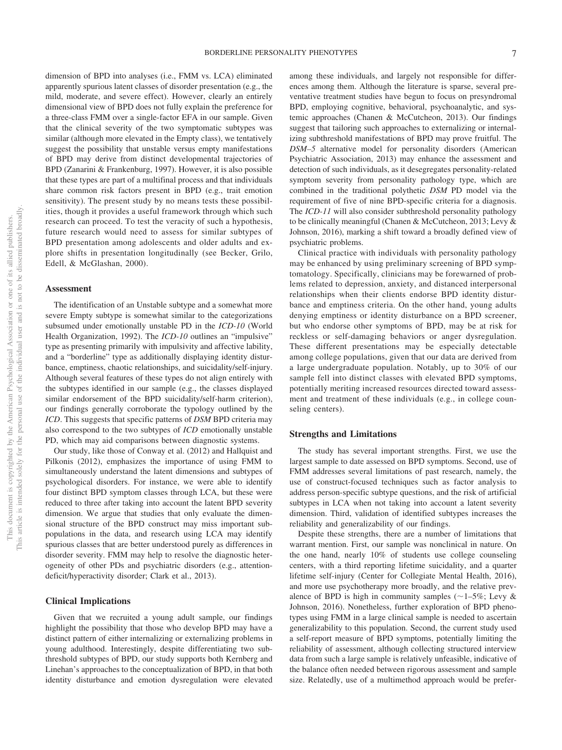dimension of BPD into analyses (i.e., FMM vs. LCA) eliminated apparently spurious latent classes of disorder presentation (e.g., the mild, moderate, and severe effect). However, clearly an entirely dimensional view of BPD does not fully explain the preference for a three-class FMM over a single-factor EFA in our sample. Given that the clinical severity of the two symptomatic subtypes was similar (although more elevated in the Empty class), we tentatively suggest the possibility that unstable versus empty manifestations of BPD may derive from distinct developmental trajectories of BPD (Zanarini & Frankenburg, 1997). However, it is also possible that these types are part of a multifinal process and that individuals share common risk factors present in BPD (e.g., trait emotion sensitivity). The present study by no means tests these possibilities, though it provides a useful framework through which such research can proceed. To test the veracity of such a hypothesis, future research would need to assess for similar subtypes of BPD presentation among adolescents and older adults and explore shifts in presentation longitudinally (see Becker, Grilo, Edell, & McGlashan, 2000).

## Assessment

The identification of an Unstable subtype and a somewhat more severe Empty subtype is somewhat similar to the categorizations subsumed under emotionally unstable PD in the *ICD-10* (World Health Organization, 1992). The *ICD-10* outlines an "impulsive" type as presenting primarily with impulsivity and affective lability, and a "borderline" type as additionally displaying identity disturbance, emptiness, chaotic relationships, and suicidality/self-injury. Although several features of these types do not align entirely with the subtypes identified in our sample (e.g., the classes displayed similar endorsement of the BPD suicidality/self-harm criterion), our findings generally corroborate the typology outlined by the *ICD*. This suggests that specific patterns of *DSM* BPD criteria may also correspond to the two subtypes of *ICD* emotionally unstable PD, which may aid comparisons between diagnostic systems.

Our study, like those of Conway et al. (2012) and Hallquist and Pilkonis (2012), emphasizes the importance of using FMM to simultaneously understand the latent dimensions and subtypes of psychological disorders. For instance, we were able to identify four distinct BPD symptom classes through LCA, but these were reduced to three after taking into account the latent BPD severity dimension. We argue that studies that only evaluate the dimensional structure of the BPD construct may miss important subpopulations in the data, and research using LCA may identify spurious classes that are better understood purely as differences in disorder severity. FMM may help to resolve the diagnostic heterogeneity of other PDs and psychiatric disorders (e.g., attention-deficit/hyperactivity disorder; Clark et al., 2013).

## Clinical Implications

Given that we recruited a young adult sample, our findings highlight the possibility that those who develop BPD may have a distinct pattern of either internalizing or externalizing problems in young adulthood. Interestingly, despite differentiating two subthreshold subtypes of BPD, our study supports both Kernberg and Linehan's approaches to the conceptualization of BPD, in that both identity disturbance and emotion dysregulation were elevated among these individuals, and largely not responsible for differences among them. Although the literature is sparse, several preventative treatment studies have begun to focus on presyndromal BPD, employing cognitive, behavioral, psychoanalytic, and systemic approaches (Chanen & McCutcheon, 2013). Our findings suggest that tailoring such approaches to externalizing or internalizing subthreshold manifestations of BPD may prove fruitful. The *DSM–5* alternative model for personality disorders (American Psychiatric Association, 2013) may enhance the assessment and detection of such individuals, as it desegregates personality-related symptom severity from personality pathology type, which are combined in the traditional polythetic *DSM* PD model via the requirement of five of nine BPD-specific criteria for a diagnosis. The *ICD-11* will also consider subthreshold personality pathology to be clinically meaningful (Chanen & McCutcheon, 2013; Levy & Johnson, 2016), marking a shift toward a broadly defined view of psychiatric problems.

Clinical practice with individuals with personality pathology may be enhanced by using preliminary screening of BPD symptomatology. Specifically, clinicians may be forewarned of problems related to depression, anxiety, and distanced interpersonal relationships when their clients endorse BPD identity disturbance and emptiness criteria. On the other hand, young adults denying emptiness or identity disturbance on a BPD screener, but who endorse other symptoms of BPD, may be at risk for reckless or self-damaging behaviors or anger dysregulation. These different presentations may be especially detectable among college populations, given that our data are derived from a large undergraduate population. Notably, up to 30% of our sample fell into distinct classes with elevated BPD symptoms, potentially meriting increased resources directed toward assessment and treatment of these individuals (e.g., in college counseling centers).

## Strengths and Limitations

The study has several important strengths. First, we use the largest sample to date assessed on BPD symptoms. Second, use of FMM addresses several limitations of past research, namely, the use of construct-focused techniques such as factor analysis to address person-specific subtype questions, and the risk of artificial subtypes in LCA when not taking into account a latent severity dimension. Third, validation of identified subtypes increases the reliability and generalizability of our findings.

Despite these strengths, there are a number of limitations that warrant mention. First, our sample was nonclinical in nature. On the one hand, nearly 10% of students use college counseling centers, with a third reporting lifetime suicidality, and a quarter lifetime self-injury (Center for Collegiate Mental Health, 2016), and more use psychotherapy more broadly, and the relative prevalence of BPD is high in community samples (~1–5%; Levy & Johnson, 2016). Nonetheless, further exploration of BPD phenotypes using FMM in a large clinical sample is needed to ascertain generalizability to this population. Second, the current study used a self-report measure of BPD symptoms, potentially limiting the reliability of assessment, although collecting structured interview data from such a large sample is relatively unfeasible, indicative of the balance often needed between rigorous assessment and sample size. Relatedly, use of a multimethod approach would be prefer-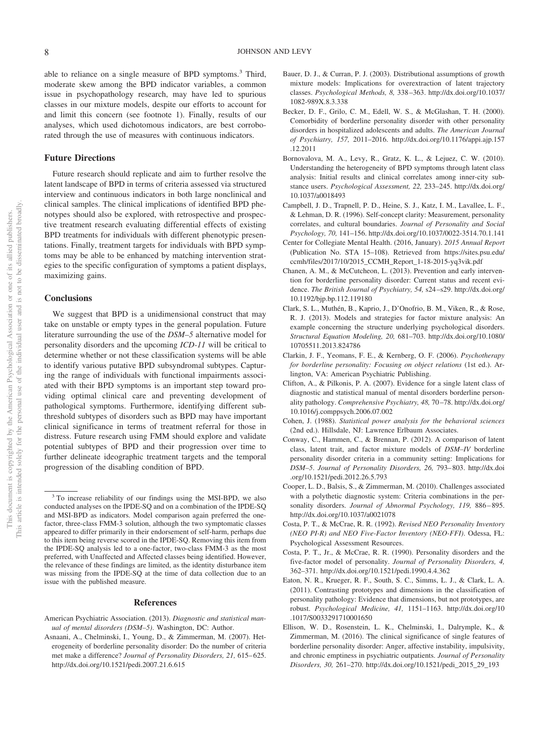able to reliance on a single measure of BPD symptoms.[3] Third, moderate skew among the BPD indicator variables, a common issue in psychopathology research, may have led to spurious classes in our mixture models, despite our efforts to account for and limit this concern (see footnote 1). Finally, results of our analyses, which used dichotomous indicators, are best corroborated through the use of measures with continuous indicators.

## Future Directions

Future research should replicate and aim to further resolve the latent landscape of BPD in terms of criteria assessed via structured interview and continuous indicators in both large nonclinical and clinical samples. The clinical implications of identified BPD phenotypes should also be explored, with retrospective and prospective treatment research evaluating differential effects of existing BPD treatments for individuals with different phenotypic presentations. Finally, treatment targets for individuals with BPD symptoms may be able to be enhanced by matching intervention strategies to the specific configuration of symptoms a patient displays, maximizing gains.

## Conclusions

We suggest that BPD is a unidimensional construct that may take on unstable or empty types in the general population. Future literature surrounding the use of the *DSM–5* alternative model for personality disorders and the upcoming *ICD-11* will be critical to determine whether or not these classification systems will be able to identify various putative BPD subsyndromal subtypes. Capturing the range of individuals with functional impairments associated with their BPD symptoms is an important step toward providing optimal clinical care and preventing development of pathological symptoms. Furthermore, identifying different subthreshold subtypes of disorders such as BPD may have important clinical significance in terms of treatment referral for those in distress. Future research using FMM should explore and validate potential subtypes of BPD and their progression over time to further delineate ideographic treatment targets and the temporal progression of the disabling condition of BPD.

[3] To increase reliability of our findings using the MSI-BPD, we also conducted analyses on the IPDE-SQ and on a combination of the IPDE-SQ and MSI-BPD as indicators. Model comparison again preferred the one-factor, three-class FMM-3 solution, although the two symptomatic classes appeared to differ primarily in their endorsement of self-harm, perhaps due to this item being reverse scored in the IPDE-SQ. Removing this item from the IPDE-SQ analysis led to a one-factor, two-class FMM-3 as the most preferred, with Unaffected and Affected classes being identified. However, the relevance of these findings are limited, as the identity disturbance item was missing from the IPDE-SQ at the time of data collection due to an issue with the published measure.

## References

American Psychiatric Association. (2013). *Diagnostic and statistical manual of mental disorders (DSM–5)*. Washington, DC: Author.

Asnaani, A., Chelminski, I., Young, D., & Zimmerman, M. (2007). Heterogeneity of borderline personality disorder: Do the number of criteria met make a difference? *Journal of Personality Disorders, 21,* 615–625. http://dx.doi.org/10.1521/pedi.2007.21.6.615

Bauer, D. J., & Curran, P. J. (2003). Distributional assumptions of growth mixture models: Implications for overextraction of latent trajectory classes. *Psychological Methods, 8,* 338–363. http://dx.doi.org/10.1037/1082-989X.8.3.338

Becker, D. F., Grilo, C. M., Edell, W. S., & McGlashan, T. H. (2000). Comorbidity of borderline personality disorder with other personality disorders in hospitalized adolescents and adults. *The American Journal of Psychiatry, 157,* 2011–2016. http://dx.doi.org/10.1176/appi.ajp.157.12.2011

Bornovalova, M. A., Levy, R., Gratz, K. L., & Lejuez, C. W. (2010). Understanding the heterogeneity of BPD symptoms through latent class analysis: Initial results and clinical correlates among inner-city substance users. *Psychological Assessment, 22,* 233–245. http://dx.doi.org/10.1037/a0018493

Campbell, J. D., Trapnell, P. D., Heine, S. J., Katz, I. M., Lavallee, L. F., & Lehman, D. R. (1996). Self-concept clarity: Measurement, personality correlates, and cultural boundaries. *Journal of Personality and Social Psychology, 70,* 141–156. http://dx.doi.org/10.1037/0022-3514.70.1.141

Center for Collegiate Mental Health. (2016, January). *2015 Annual Report* (Publication No. STA 15–108). Retrieved from https://sites.psu.edu/ccmh/files/2017/10/2015_CCMH_Report_1-18-2015-yq3vik.pdf

Chanen, A. M., & McCutcheon, L. (2013). Prevention and early intervention for borderline personality disorder: Current status and recent evidence. *The British Journal of Psychiatry, 54,* s24–s29. http://dx.doi.org/10.1192/bjp.bp.112.119180

Clark, S. L., Muthén, B., Kaprio, J., D'Onofrio, B. M., Viken, R., & Rose, R. J. (2013). Models and strategies for factor mixture analysis: An example concerning the structure underlying psychological disorders. *Structural Equation Modeling, 20,* 681–703. http://dx.doi.org/10.1080/10705511.2013.824786

Clarkin, J. F., Yeomans, F. E., & Kernberg, O. F. (2006). *Psychotherapy for borderline personality: Focusing on object relations* (1st ed.). Arlington, VA: American Psychiatric Publishing.

Clifton, A., & Pilkonis, P. A. (2007). Evidence for a single latent class of diagnostic and statistical manual of mental disorders borderline personality pathology. *Comprehensive Psychiatry, 48,* 70–78. http://dx.doi.org/10.1016/j.comppsych.2006.07.002

Cohen, J. (1988). *Statistical power analysis for the behavioral sciences* (2nd ed.). Hillsdale, NJ: Lawrence Erlbaum Associates.

Conway, C., Hammen, C., & Brennan, P. (2012). A comparison of latent class, latent trait, and factor mixture models of *DSM–IV* borderline personality disorder criteria in a community setting: Implications for *DSM–5*. *Journal of Personality Disorders, 26,* 793–803. http://dx.doi.org/10.1521/pedi.2012.26.5.793

Cooper, L. D., Balsis, S., & Zimmerman, M. (2010). Challenges associated with a polythetic diagnostic system: Criteria combinations in the personality disorders. *Journal of Abnormal Psychology, 119,* 886–895. http://dx.doi.org/10.1037/a0021078

Costa, P. T., & McCrae, R. R. (1992). *Revised NEO Personality Inventory (NEO PI-R) and NEO Five-Factor Inventory (NEO-FFI)*. Odessa, FL: Psychological Assessment Resources.

Costa, P. T., Jr., & McCrae, R. R. (1990). Personality disorders and the five-factor model of personality. *Journal of Personality Disorders, 4,* 362–371. http://dx.doi.org/10.1521/pedi.1990.4.4.362

Eaton, N. R., Krueger, R. F., South, S. C., Simms, L. J., & Clark, L. A. (2011). Contrasting prototypes and dimensions in the classification of personality pathology: Evidence that dimensions, but not prototypes, are robust. *Psychological Medicine, 41,* 1151–1163. http://dx.doi.org/10.1017/S0033291710001650

Ellison, W. D., Rosenstein, L. K., Chelminski, I., Dalrymple, K., & Zimmerman, M. (2016). The clinical significance of single features of borderline personality disorder: Anger, affective instability, impulsivity, and chronic emptiness in psychiatric outpatients. *Journal of Personality Disorders, 30,* 261–270. http://dx.doi.org/10.1521/pedi_2015_29_193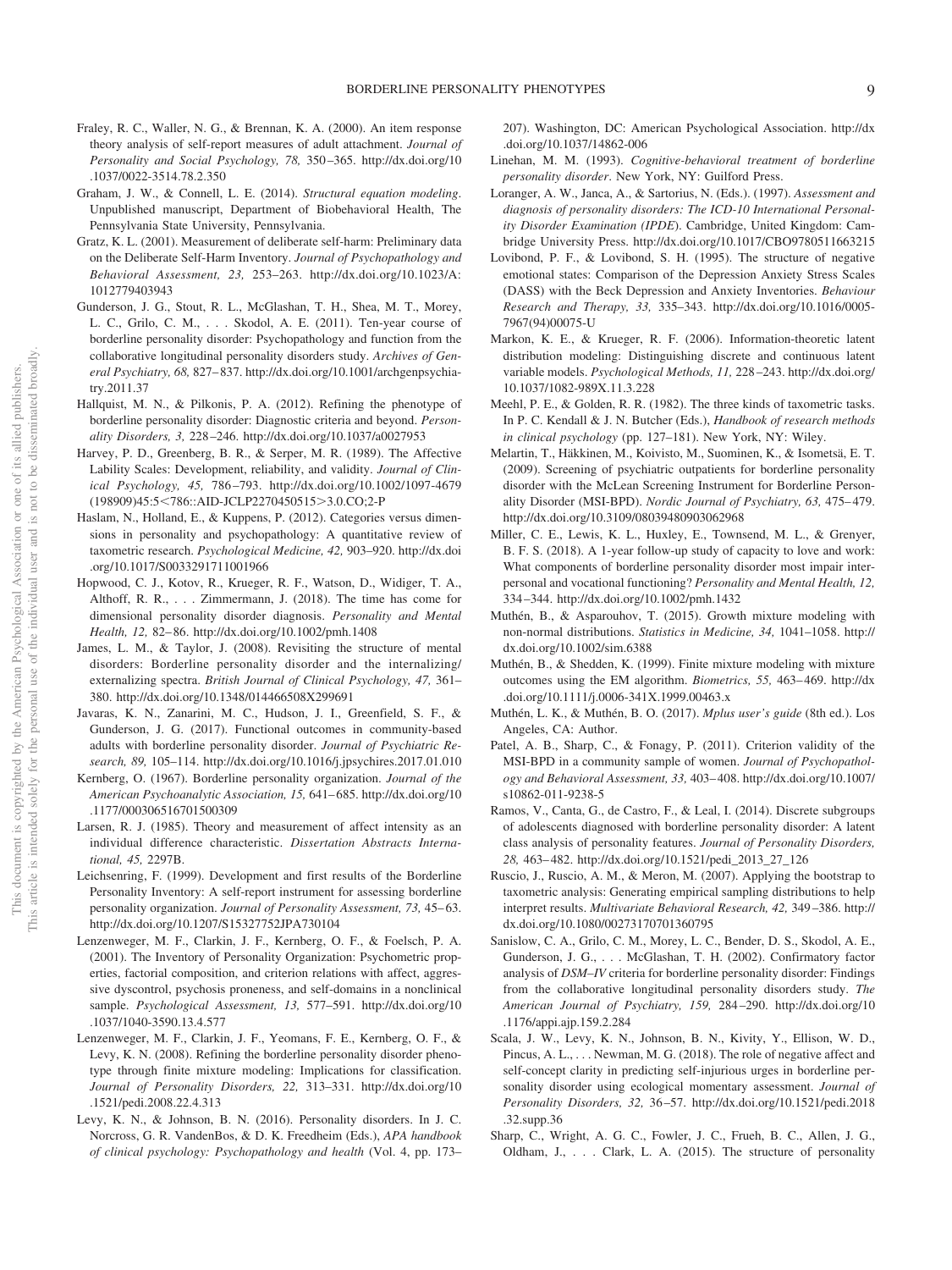Fraley, R. C., Waller, N. G., & Brennan, K. A. (2000). An item response theory analysis of self-report measures of adult attachment. *Journal of Personality and Social Psychology, 78,* 350–365. http://dx.doi.org/10.1037/0022-3514.78.2.350

Graham, J. W., & Connell, L. E. (2014). *Structural equation modeling*. Unpublished manuscript, Department of Biobehavioral Health, The Pennsylvania State University, Pennsylvania.

Gratz, K. L. (2001). Measurement of deliberate self-harm: Preliminary data on the Deliberate Self-Harm Inventory. *Journal of Psychopathology and Behavioral Assessment, 23,* 253–263. http://dx.doi.org/10.1023/A:1012779403943

Gunderson, J. G., Stout, R. L., McGlashan, T. H., Shea, M. T., Morey, L. C., Grilo, C. M., . . . Skodol, A. E. (2011). Ten-year course of borderline personality disorder: Psychopathology and function from the collaborative longitudinal personality disorders study. *Archives of General Psychiatry, 68,* 827–837. http://dx.doi.org/10.1001/archgenpsychiatry.2011.37

Hallquist, M. N., & Pilkonis, P. A. (2012). Refining the phenotype of borderline personality disorder: Diagnostic criteria and beyond. *Personality Disorders, 3,* 228–246. http://dx.doi.org/10.1037/a0027953

Harvey, P. D., Greenberg, B. R., & Serper, M. R. (1989). The Affective Lability Scales: Development, reliability, and validity. *Journal of Clinical Psychology, 45,* 786–793. http://dx.doi.org/10.1002/1097-4679(198909)45:5<786::AID-JCLP2270450515>3.0.CO;2-P

Haslam, N., Holland, E., & Kuppens, P. (2012). Categories versus dimensions in personality and psychopathology: A quantitative review of taxometric research. *Psychological Medicine, 42,* 903–920. http://dx.doi.org/10.1017/S0033291711001966

Hopwood, C. J., Kotov, R., Krueger, R. F., Watson, D., Widiger, T. A., Althoff, R. R., . . . Zimmermann, J. (2018). The time has come for dimensional personality disorder diagnosis. *Personality and Mental Health, 12,* 82–86. http://dx.doi.org/10.1002/pmh.1408

James, L. M., & Taylor, J. (2008). Revisiting the structure of mental disorders: Borderline personality disorder and the internalizing/externalizing spectra. *British Journal of Clinical Psychology, 47,* 361–380. http://dx.doi.org/10.1348/014466508X299691

Javaras, K. N., Zanarini, M. C., Hudson, J. I., Greenfield, S. F., & Gunderson, J. G. (2017). Functional outcomes in community-based adults with borderline personality disorder. *Journal of Psychiatric Research, 89,* 105–114. http://dx.doi.org/10.1016/j.jpsychires.2017.01.010

Kernberg, O. (1967). Borderline personality organization. *Journal of the American Psychoanalytic Association, 15,* 641–685. http://dx.doi.org/10.1177/000306516701500309

Larsen, R. J. (1985). Theory and measurement of affect intensity as an individual difference characteristic. *Dissertation Abstracts International, 45,* 2297B.

Leichsenring, F. (1999). Development and first results of the Borderline Personality Inventory: A self-report instrument for assessing borderline personality organization. *Journal of Personality Assessment, 73,* 45–63. http://dx.doi.org/10.1207/S15327752JPA730104

Lenzenweger, M. F., Clarkin, J. F., Kernberg, O. F., & Foelsch, P. A. (2001). The Inventory of Personality Organization: Psychometric properties, factorial composition, and criterion relations with affect, aggressive dyscontrol, psychosis proneness, and self-domains in a nonclinical sample. *Psychological Assessment, 13,* 577–591. http://dx.doi.org/10.1037/1040-3590.13.4.577

Lenzenweger, M. F., Clarkin, J. F., Yeomans, F. E., Kernberg, O. F., & Levy, K. N. (2008). Refining the borderline personality disorder phenotype through finite mixture modeling: Implications for classification. *Journal of Personality Disorders, 22,* 313–331. http://dx.doi.org/10.1521/pedi.2008.22.4.313

Levy, K. N., & Johnson, B. N. (2016). Personality disorders. In J. C. Norcross, G. R. VandenBos, & D. K. Freedheim (Eds.), *APA handbook of clinical psychology: Psychopathology and health* (Vol. 4, pp. 173–207). Washington, DC: American Psychological Association. http://dx.doi.org/10.1037/14862-006

Linehan, M. M. (1993). *Cognitive-behavioral treatment of borderline personality disorder*. New York, NY: Guilford Press.

Loranger, A. W., Janca, A., & Sartorius, N. (Eds.). (1997). *Assessment and diagnosis of personality disorders: The ICD-10 International Personality Disorder Examination (IPDE)*. Cambridge, United Kingdom: Cambridge University Press. http://dx.doi.org/10.1017/CBO9780511663215

Lovibond, P. F., & Lovibond, S. H. (1995). The structure of negative emotional states: Comparison of the Depression Anxiety Stress Scales (DASS) with the Beck Depression and Anxiety Inventories. *Behaviour Research and Therapy, 33,* 335–343. http://dx.doi.org/10.1016/0005-7967(94)00075-U

Markon, K. E., & Krueger, R. F. (2006). Information-theoretic latent distribution modeling: Distinguishing discrete and continuous latent variable models. *Psychological Methods, 11,* 228–243. http://dx.doi.org/10.1037/1082-989X.11.3.228

Meehl, P. E., & Golden, R. R. (1982). The three kinds of taxometric tasks. In P. C. Kendall & J. N. Butcher (Eds.), *Handbook of research methods in clinical psychology* (pp. 127–181). New York, NY: Wiley.

Melartin, T., Häkkinen, M., Koivisto, M., Suominen, K., & Isometsä, E. T. (2009). Screening of psychiatric outpatients for borderline personality disorder with the McLean Screening Instrument for Borderline Personality Disorder (MSI-BPD). *Nordic Journal of Psychiatry, 63,* 475–479. http://dx.doi.org/10.3109/08039480903062968

Miller, C. E., Lewis, K. L., Huxley, E., Townsend, M. L., & Grenyer, B. F. S. (2018). A 1-year follow-up study of capacity to love and work: What components of borderline personality disorder most impair interpersonal and vocational functioning? *Personality and Mental Health, 12,* 334–344. http://dx.doi.org/10.1002/pmh.1432

Muthén, B., & Asparouhov, T. (2015). Growth mixture modeling with non-normal distributions. *Statistics in Medicine, 34,* 1041–1058. http://dx.doi.org/10.1002/sim.6388

Muthén, B., & Shedden, K. (1999). Finite mixture modeling with mixture outcomes using the EM algorithm. *Biometrics, 55,* 463–469. http://dx.doi.org/10.1111/j.0006-341X.1999.00463.x

Muthén, L. K., & Muthén, B. O. (2017). *Mplus user's guide* (8th ed.). Los Angeles, CA: Author.

Patel, A. B., Sharp, C., & Fonagy, P. (2011). Criterion validity of the MSI-BPD in a community sample of women. *Journal of Psychopathology and Behavioral Assessment, 33,* 403–408. http://dx.doi.org/10.1007/s10862-011-9238-5

Ramos, V., Canta, G., de Castro, F., & Leal, I. (2014). Discrete subgroups of adolescents diagnosed with borderline personality disorder: A latent class analysis of personality features. *Journal of Personality Disorders, 28,* 463–482. http://dx.doi.org/10.1521/pedi_2013_27_126

Ruscio, J., Ruscio, A. M., & Meron, M. (2007). Applying the bootstrap to taxometric analysis: Generating empirical sampling distributions to help interpret results. *Multivariate Behavioral Research, 42,* 349–386. http://dx.doi.org/10.1080/00273170701360795

Sanislow, C. A., Grilo, C. M., Morey, L. C., Bender, D. S., Skodol, A. E., Gunderson, J. G., . . . McGlashan, T. H. (2002). Confirmatory factor analysis of *DSM–IV* criteria for borderline personality disorder: Findings from the collaborative longitudinal personality disorders study. *The American Journal of Psychiatry, 159,* 284–290. http://dx.doi.org/10.1176/appi.ajp.159.2.284

Scala, J. W., Levy, K. N., Johnson, B. N., Kivity, Y., Ellison, W. D., Pincus, A. L., . . . Newman, M. G. (2018). The role of negative affect and self-concept clarity in predicting self-injurious urges in borderline personality disorder using ecological momentary assessment. *Journal of Personality Disorders, 32,* 36–57. http://dx.doi.org/10.1521/pedi.2018.32.supp.36

Sharp, C., Wright, A. G. C., Fowler, J. C., Frueh, B. C., Allen, J. G., Oldham, J., . . . Clark, L. A. (2015). The structure of personality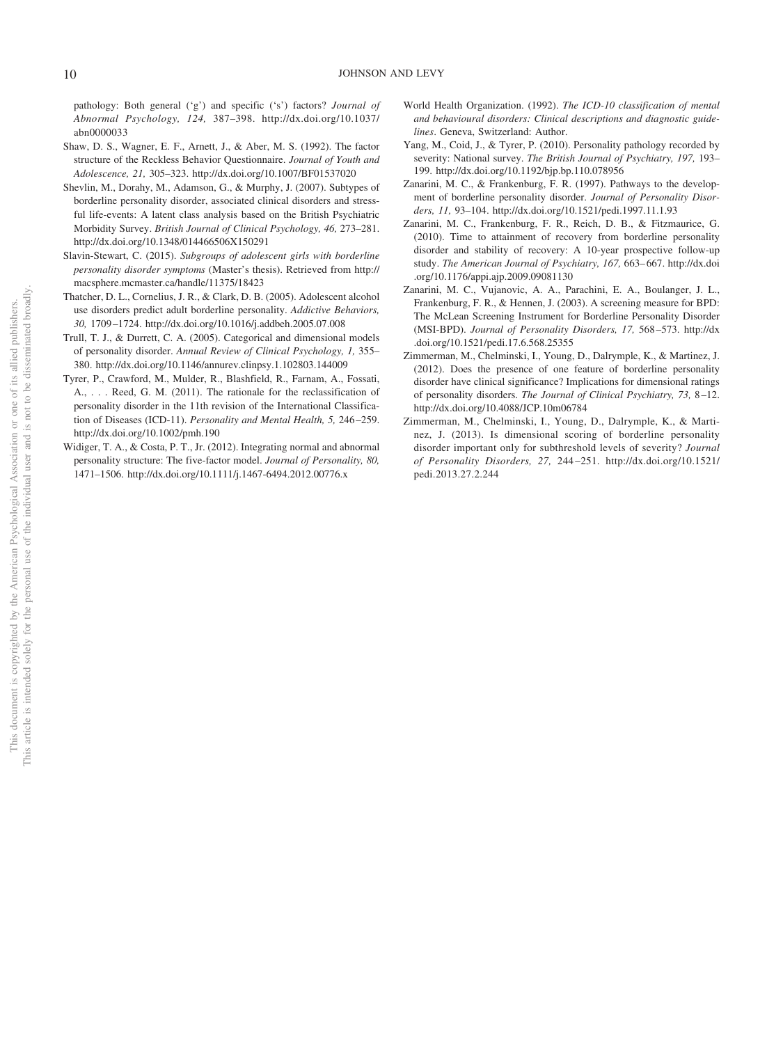pathology: Both general ('g') and specific ('s') factors? *Journal of Abnormal Psychology, 124,* 387–398. http://dx.doi.org/10.1037/abn0000033

Shaw, D. S., Wagner, E. F., Arnett, J., & Aber, M. S. (1992). The factor structure of the Reckless Behavior Questionnaire. *Journal of Youth and Adolescence, 21,* 305–323. http://dx.doi.org/10.1007/BF01537020

Shevlin, M., Dorahy, M., Adamson, G., & Murphy, J. (2007). Subtypes of borderline personality disorder, associated clinical disorders and stressful life-events: A latent class analysis based on the British Psychiatric Morbidity Survey. *British Journal of Clinical Psychology, 46,* 273–281. http://dx.doi.org/10.1348/014466506X150291

Slavin-Stewart, C. (2015). *Subgroups of adolescent girls with borderline personality disorder symptoms* (Master's thesis). Retrieved from http://macsphere.mcmaster.ca/handle/11375/18423

Thatcher, D. L., Cornelius, J. R., & Clark, D. B. (2005). Adolescent alcohol use disorders predict adult borderline personality. *Addictive Behaviors, 30,* 1709–1724. http://dx.doi.org/10.1016/j.addbeh.2005.07.008

Trull, T. J., & Durrett, C. A. (2005). Categorical and dimensional models of personality disorder. *Annual Review of Clinical Psychology, 1,* 355–380. http://dx.doi.org/10.1146/annurev.clinpsy.1.102803.144009

Tyrer, P., Crawford, M., Mulder, R., Blashfield, R., Farnam, A., Fossati, A., . . . Reed, G. M. (2011). The rationale for the reclassification of personality disorder in the 11th revision of the International Classification of Diseases (ICD-11). *Personality and Mental Health, 5,* 246–259. http://dx.doi.org/10.1002/pmh.190

Widiger, T. A., & Costa, P. T., Jr. (2012). Integrating normal and abnormal personality structure: The five-factor model. *Journal of Personality, 80,* 1471–1506. http://dx.doi.org/10.1111/j.1467-6494.2012.00776.x

World Health Organization. (1992). *The ICD-10 classification of mental and behavioural disorders: Clinical descriptions and diagnostic guidelines*. Geneva, Switzerland: Author.

Yang, M., Coid, J., & Tyrer, P. (2010). Personality pathology recorded by severity: National survey. *The British Journal of Psychiatry, 197,* 193–199. http://dx.doi.org/10.1192/bjp.bp.110.078956

Zanarini, M. C., & Frankenburg, F. R. (1997). Pathways to the development of borderline personality disorder. *Journal of Personality Disorders, 11,* 93–104. http://dx.doi.org/10.1521/pedi.1997.11.1.93

Zanarini, M. C., Frankenburg, F. R., Reich, D. B., & Fitzmaurice, G. (2010). Time to attainment of recovery from borderline personality disorder and stability of recovery: A 10-year prospective follow-up study. *The American Journal of Psychiatry, 167,* 663–667. http://dx.doi.org/10.1176/appi.ajp.2009.09081130

Zanarini, M. C., Vujanovic, A. A., Parachini, E. A., Boulanger, J. L., Frankenburg, F. R., & Hennen, J. (2003). A screening measure for BPD: The McLean Screening Instrument for Borderline Personality Disorder (MSI-BPD). *Journal of Personality Disorders, 17,* 568–573. http://dx.doi.org/10.1521/pedi.17.6.568.25355

Zimmerman, M., Chelminski, I., Young, D., Dalrymple, K., & Martinez, J. (2012). Does the presence of one feature of borderline personality disorder have clinical significance? Implications for dimensional ratings of personality disorders. *The Journal of Clinical Psychiatry, 73,* 8–12. http://dx.doi.org/10.4088/JCP.10m06784

Zimmerman, M., Chelminski, I., Young, D., Dalrymple, K., & Martinez, J. (2013). Is dimensional scoring of borderline personality disorder important only for subthreshold levels of severity? *Journal of Personality Disorders, 27,* 244–251. http://dx.doi.org/10.1521/pedi.2013.27.2.244